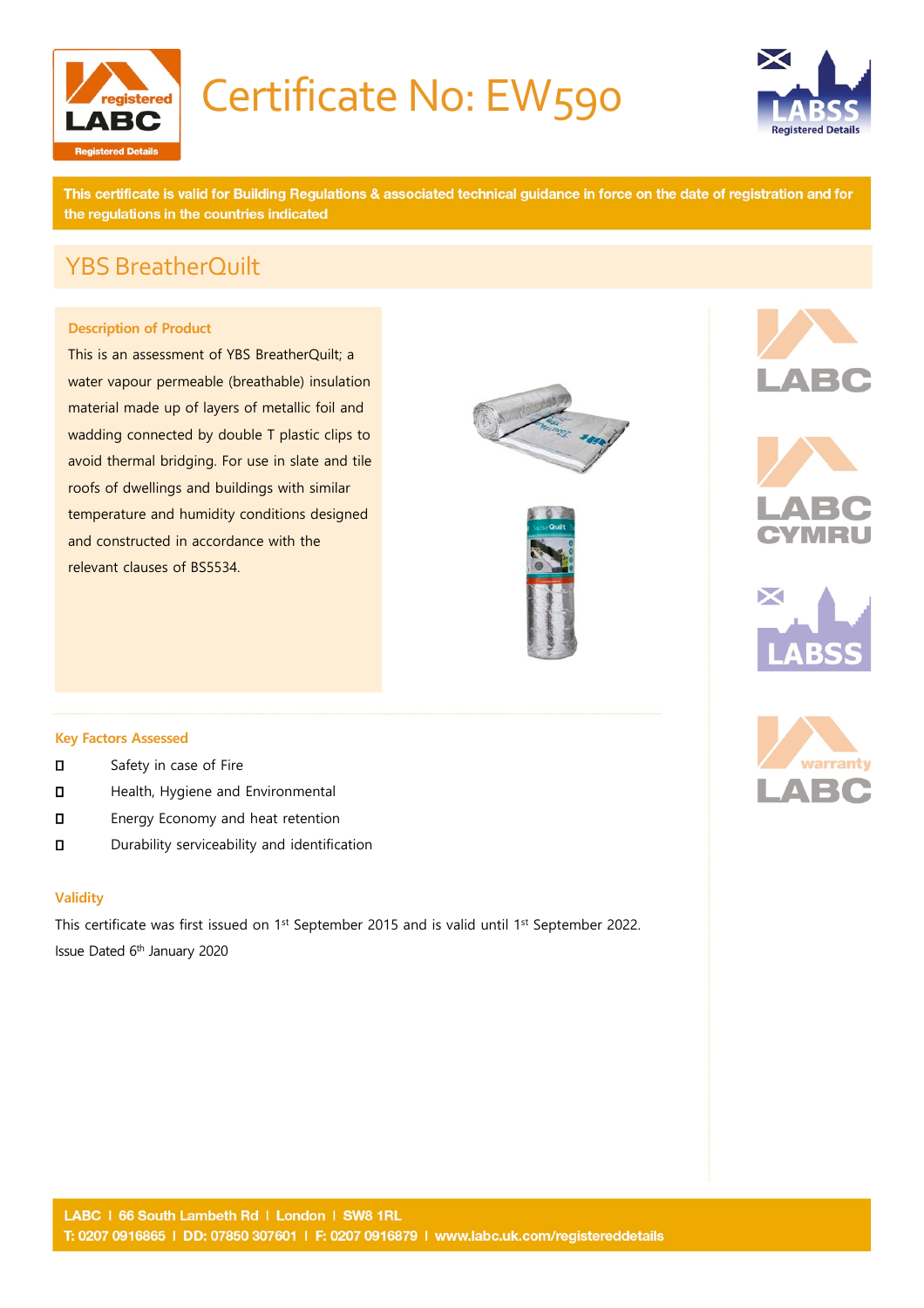# Certificate No: EW590

**This certificate is valid for Building Regulations & associated technical guidance in force on the date of registration and for the regulations in the countries indicated**

## YBS BreatherQuilt

### Description of Product

This is an assessment of YBS BreatherQuilt; a water vapour permeable (breathable) insulation material made up of layers of metallic foil and wadding connected by double T plastic clips to avoid thermal bridging. For use in slate and tile roofs of dwellings and buildings with similar temperature and humidity conditions designed and constructed in accordance with the relevant clauses of BS5534.

### Key Factors Assessed

- Safety in case of Fire
- Health, Hygiene and Environmental
- Energy Economy and heat retention
- Durability serviceability and identification

### Validity

This certificate was first issued on 1st September 2015 and is valid until 1st September 2022.
Issue Dated 6th January 2020

LABC | 66 South Lambeth Rd | London | SW8 1RL
T: 0207 0916865 | DD: 07850 307601 | F: 0207 0916879 | www.labc.uk.com/registereddetails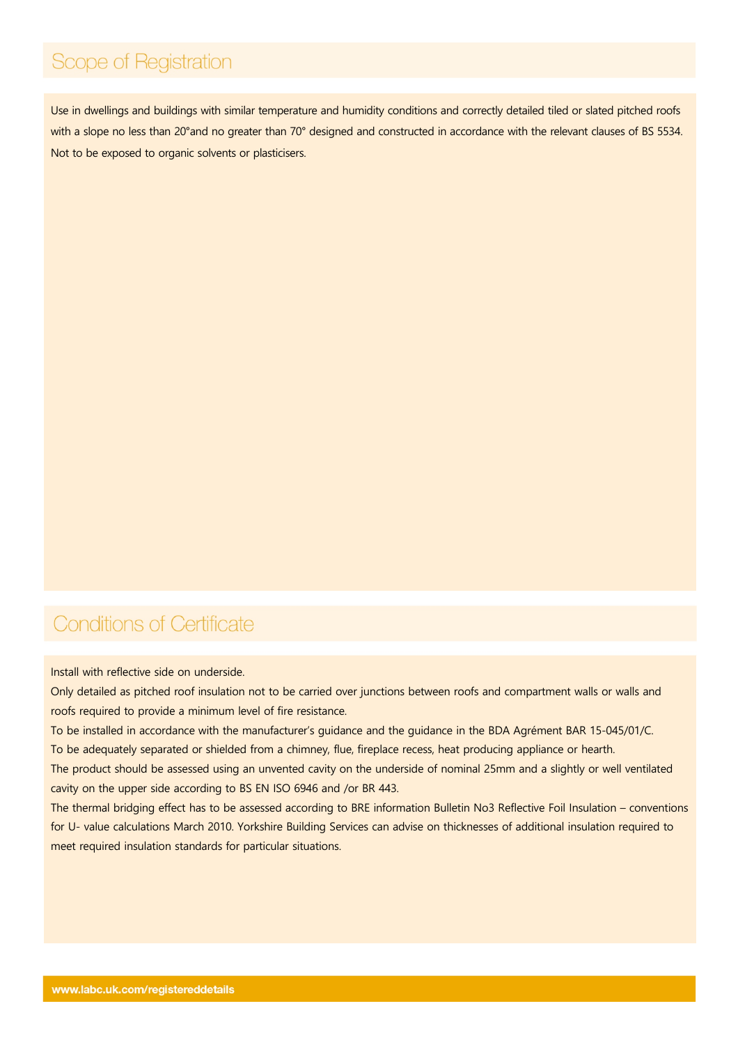## Scope of Registration

Use in dwellings and buildings with similar temperature and humidity conditions and correctly detailed tiled or slated pitched roofs with a slope no less than 20°and no greater than 70° designed and constructed in accordance with the relevant clauses of BS 5534. Not to be exposed to organic solvents or plasticisers.

## Conditions of Certificate

Install with reflective side on underside.

Only detailed as pitched roof insulation not to be carried over junctions between roofs and compartment walls or walls and roofs required to provide a minimum level of fire resistance.

To be installed in accordance with the manufacturer's guidance and the guidance in the BDA Agrément BAR 15-045/01/C.

To be adequately separated or shielded from a chimney, flue, fireplace recess, heat producing appliance or hearth.

The product should be assessed using an unvented cavity on the underside of nominal 25mm and a slightly or well ventilated cavity on the upper side according to BS EN ISO 6946 and /or BR 443.

The thermal bridging effect has to be assessed according to BRE information Bulletin No3 Reflective Foil Insulation – conventions for U- value calculations March 2010. Yorkshire Building Services can advise on thicknesses of additional insulation required to meet required insulation standards for particular situations.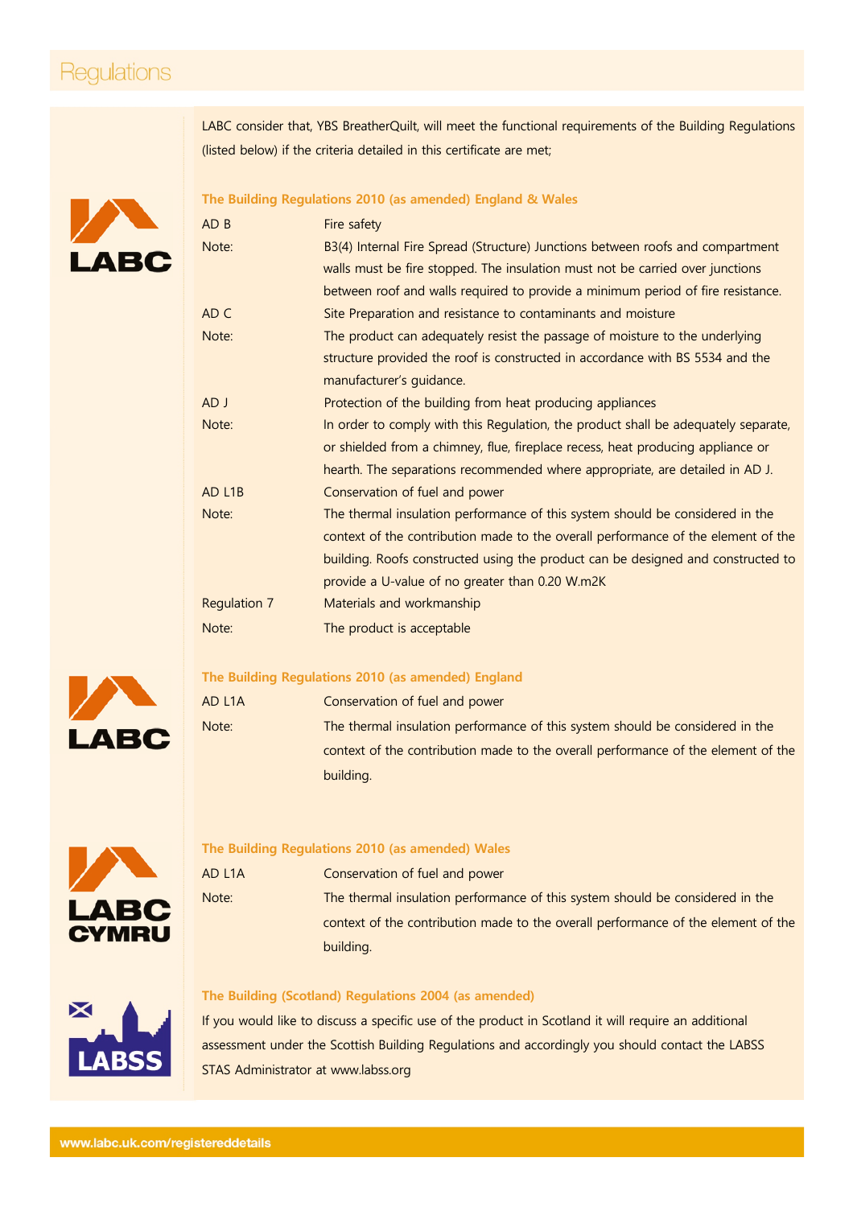# Regulations

LABC consider that, YBS BreatherQuilt, will meet the functional requirements of the Building Regulations (listed below) if the criteria detailed in this certificate are met;

## The Building Regulations 2010 (as amended) England & Wales

| | |
|---|---|
| AD B | Fire safety |
| Note: | B3(4) Internal Fire Spread (Structure) Junctions between roofs and compartment walls must be fire stopped. The insulation must not be carried over junctions between roof and walls required to provide a minimum period of fire resistance. |
| AD C | Site Preparation and resistance to contaminants and moisture |
| Note: | The product can adequately resist the passage of moisture to the underlying structure provided the roof is constructed in accordance with BS 5534 and the manufacturer's guidance. |
| AD J | Protection of the building from heat producing appliances |
| Note: | In order to comply with this Regulation, the product shall be adequately separate, or shielded from a chimney, flue, fireplace recess, heat producing appliance or hearth. The separations recommended where appropriate, are detailed in AD J. |
| AD L1B | Conservation of fuel and power |
| Note: | The thermal insulation performance of this system should be considered in the context of the contribution made to the overall performance of the element of the building. Roofs constructed using the product can be designed and constructed to provide a U-value of no greater than 0.20 W.m2K |
| Regulation 7 | Materials and workmanship |
| Note: | The product is acceptable |

## The Building Regulations 2010 (as amended) England

| | |
|---|---|
| AD L1A | Conservation of fuel and power |
| Note: | The thermal insulation performance of this system should be considered in the context of the contribution made to the overall performance of the element of the building. |

## The Building Regulations 2010 (as amended) Wales

| | |
|---|---|
| AD L1A | Conservation of fuel and power |
| Note: | The thermal insulation performance of this system should be considered in the context of the contribution made to the overall performance of the element of the building. |

## The Building (Scotland) Regulations 2004 (as amended)

If you would like to discuss a specific use of the product in Scotland it will require an additional assessment under the Scottish Building Regulations and accordingly you should contact the LABSS STAS Administrator at www.labss.org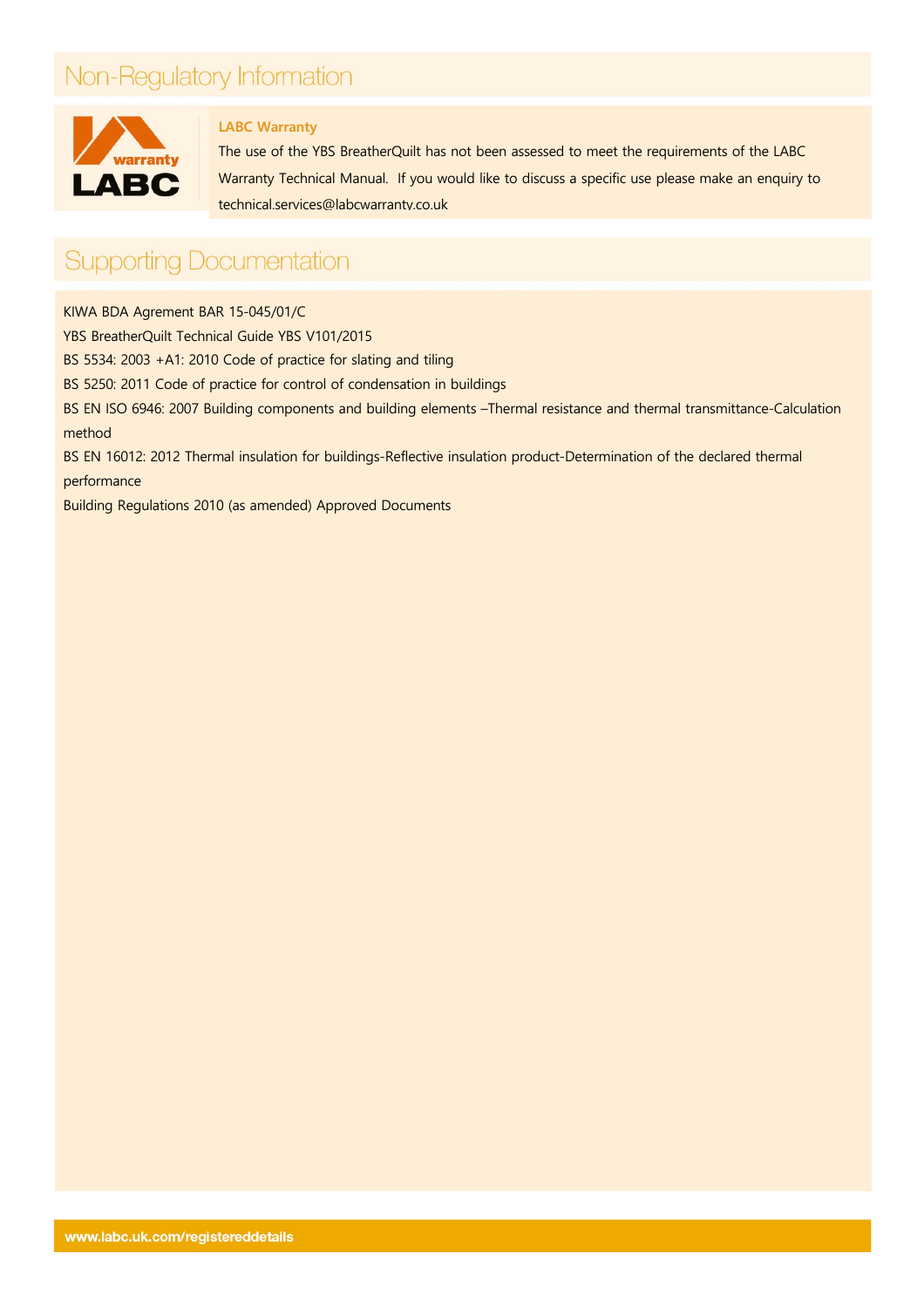# Non-Regulatory Information

### LABC Warranty

The use of the YBS BreatherQuilt has not been assessed to meet the requirements of the LABC Warranty Technical Manual. If you would like to discuss a specific use please make an enquiry to technical.services@labcwarranty.co.uk

# Supporting Documentation

KIWA BDA Agrement BAR 15-045/01/C

YBS BreatherQuilt Technical Guide YBS V101/2015

BS 5534: 2003 +A1: 2010 Code of practice for slating and tiling

BS 5250: 2011 Code of practice for control of condensation in buildings

BS EN ISO 6946: 2007 Building components and building elements –Thermal resistance and thermal transmittance-Calculation method

BS EN 16012: 2012 Thermal insulation for buildings-Reflective insulation product-Determination of the declared thermal performance

Building Regulations 2010 (as amended) Approved Documents

**www.labc.uk.com/registereddetails**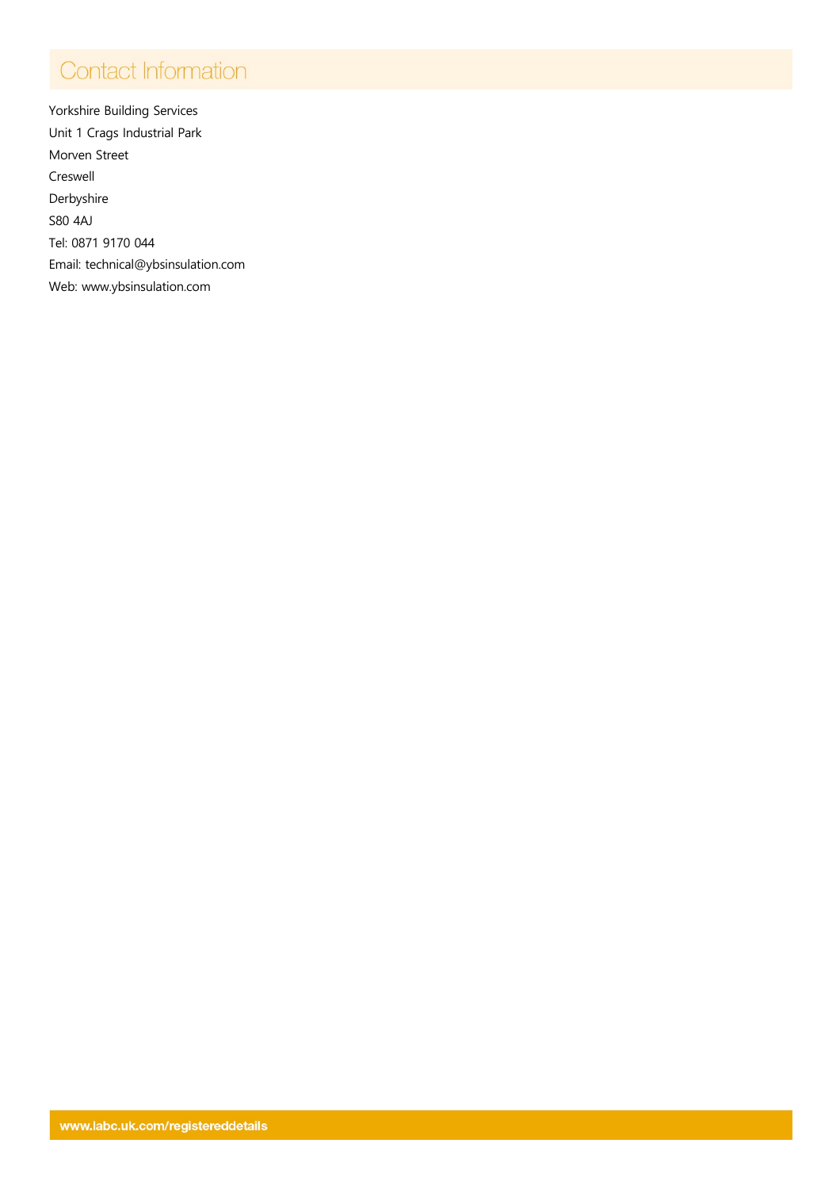## Contact Information

Yorkshire Building Services
Unit 1 Crags Industrial Park
Morven Street
Creswell
Derbyshire
S80 4AJ
Tel: 0871 9170 044
Email: technical@ybsinsulation.com
Web: www.ybsinsulation.com